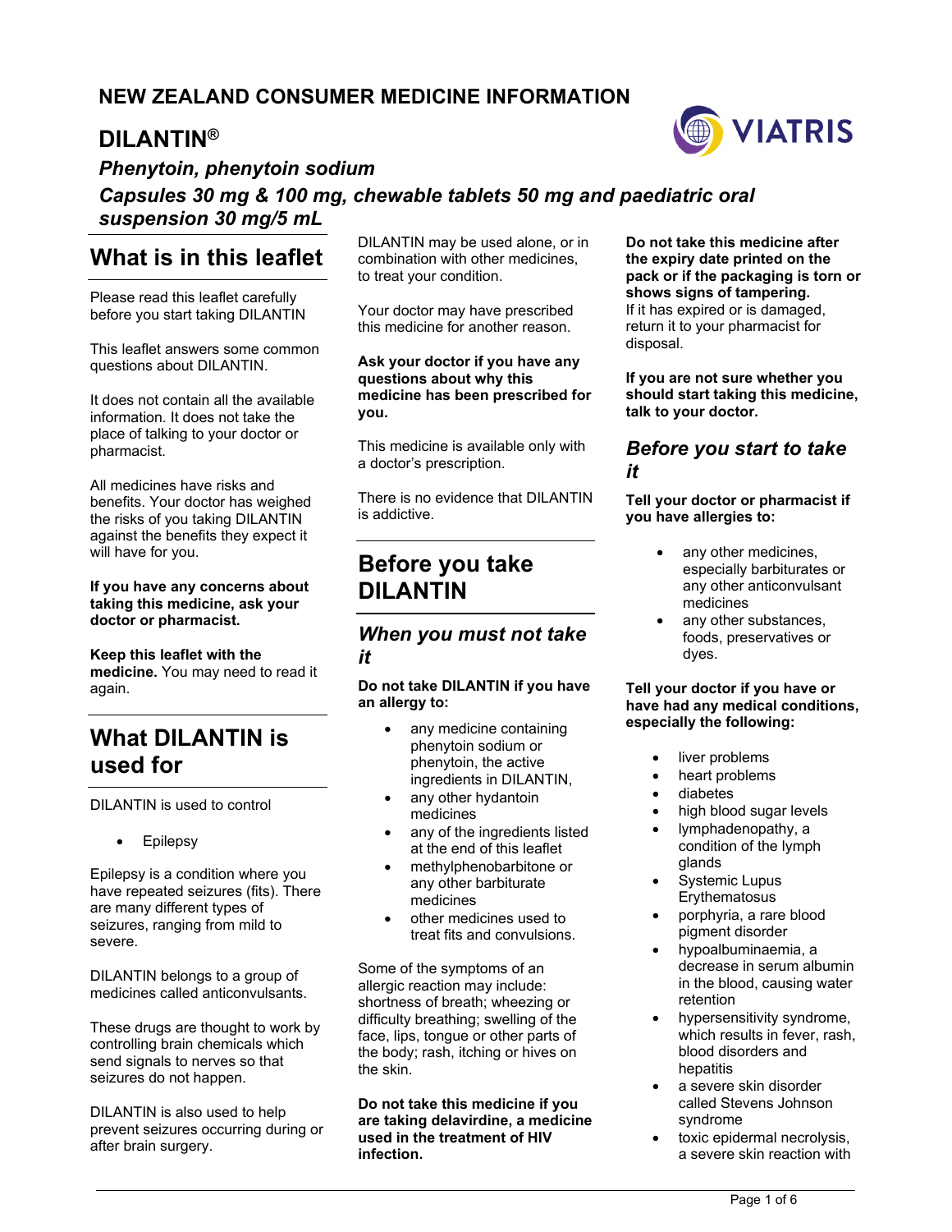# NEW ZEALAND CONSUMER MEDICINE INFORMATION

# DILANTIN®

***Phenytoin, phenytoin sodium***

***Capsules 30 mg & 100 mg, chewable tablets 50 mg and paediatric oral suspension 30 mg/5 mL***

## What is in this leaflet

Please read this leaflet carefully before you start taking DILANTIN

This leaflet answers some common questions about DILANTIN.

It does not contain all the available information. It does not take the place of talking to your doctor or pharmacist.

All medicines have risks and benefits. Your doctor has weighed the risks of you taking DILANTIN against the benefits they expect it will have for you.

**If you have any concerns about taking this medicine, ask your doctor or pharmacist.**

**Keep this leaflet with the medicine.** You may need to read it again.

## What DILANTIN is used for

DILANTIN is used to control

- Epilepsy

Epilepsy is a condition where you have repeated seizures (fits). There are many different types of seizures, ranging from mild to severe.

DILANTIN belongs to a group of medicines called anticonvulsants.

These drugs are thought to work by controlling brain chemicals which send signals to nerves so that seizures do not happen.

DILANTIN is also used to help prevent seizures occurring during or after brain surgery.

DILANTIN may be used alone, or in combination with other medicines, to treat your condition.

Your doctor may have prescribed this medicine for another reason.

**Ask your doctor if you have any questions about why this medicine has been prescribed for you.**

This medicine is available only with a doctor's prescription.

There is no evidence that DILANTIN is addictive.

## Before you take DILANTIN

### *When you must not take it*

**Do not take DILANTIN if you have an allergy to:**

- any medicine containing phenytoin sodium or phenytoin, the active ingredients in DILANTIN,
- any other hydantoin medicines
- any of the ingredients listed at the end of this leaflet
- methylphenobarbitone or any other barbiturate medicines
- other medicines used to treat fits and convulsions.

Some of the symptoms of an allergic reaction may include: shortness of breath; wheezing or difficulty breathing; swelling of the face, lips, tongue or other parts of the body; rash, itching or hives on the skin.

**Do not take this medicine if you are taking delavirdine, a medicine used in the treatment of HIV infection.**

**Do not take this medicine after the expiry date printed on the pack or if the packaging is torn or shows signs of tampering.**
If it has expired or is damaged, return it to your pharmacist for disposal.

**If you are not sure whether you should start taking this medicine, talk to your doctor.**

### *Before you start to take it*

**Tell your doctor or pharmacist if you have allergies to:**

- any other medicines, especially barbiturates or any other anticonvulsant medicines
- any other substances, foods, preservatives or dyes.

**Tell your doctor if you have or have had any medical conditions, especially the following:**

- liver problems
- heart problems
- diabetes
- high blood sugar levels
- lymphadenopathy, a condition of the lymph glands
- Systemic Lupus Erythematosus
- porphyria, a rare blood pigment disorder
- hypoalbuminaemia, a decrease in serum albumin in the blood, causing water retention
- hypersensitivity syndrome, which results in fever, rash, blood disorders and hepatitis
- a severe skin disorder called Stevens Johnson syndrome
- toxic epidermal necrolysis, a severe skin reaction with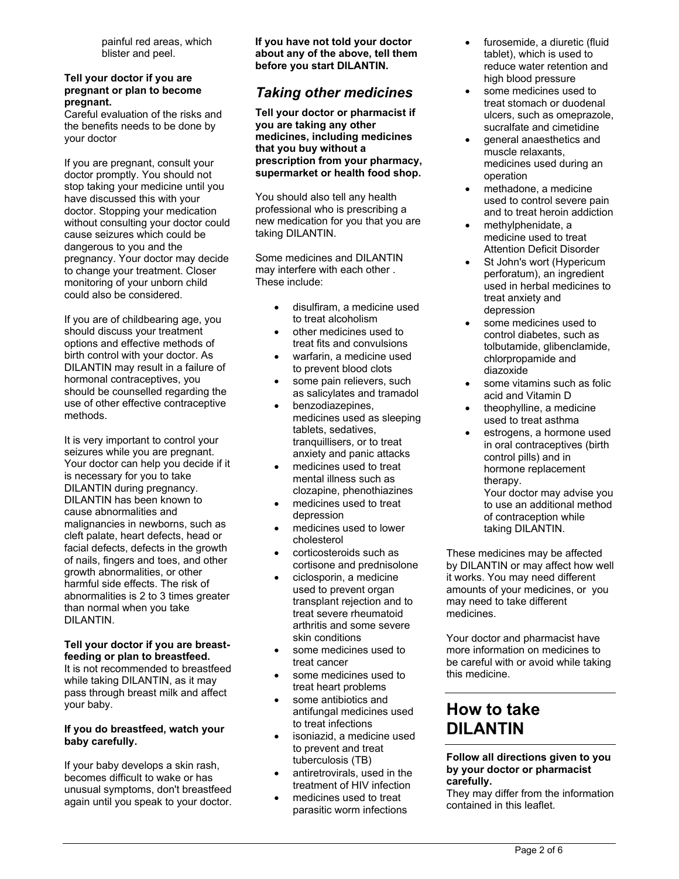painful red areas, which blister and peel.

**Tell your doctor if you are pregnant or plan to become pregnant.**
Careful evaluation of the risks and the benefits needs to be done by your doctor

If you are pregnant, consult your doctor promptly. You should not stop taking your medicine until you have discussed this with your doctor. Stopping your medication without consulting your doctor could cause seizures which could be dangerous to you and the pregnancy. Your doctor may decide to change your treatment. Closer monitoring of your unborn child could also be considered.

If you are of childbearing age, you should discuss your treatment options and effective methods of birth control with your doctor. As DILANTIN may result in a failure of hormonal contraceptives, you should be counselled regarding the use of other effective contraceptive methods.

It is very important to control your seizures while you are pregnant. Your doctor can help you decide if it is necessary for you to take DILANTIN during pregnancy. DILANTIN has been known to cause abnormalities and malignancies in newborns, such as cleft palate, heart defects, head or facial defects, defects in the growth of nails, fingers and toes, and other growth abnormalities, or other harmful side effects. The risk of abnormalities is 2 to 3 times greater than normal when you take DILANTIN.

**Tell your doctor if you are breast-feeding or plan to breastfeed.**
It is not recommended to breastfeed while taking DILANTIN, as it may pass through breast milk and affect your baby.

**If you do breastfeed, watch your baby carefully.**

If your baby develops a skin rash, becomes difficult to wake or has unusual symptoms, don't breastfeed again until you speak to your doctor.

**If you have not told your doctor about any of the above, tell them before you start DILANTIN.**

## *Taking other medicines*

**Tell your doctor or pharmacist if you are taking any other medicines, including medicines that you buy without a prescription from your pharmacy, supermarket or health food shop.**

You should also tell any health professional who is prescribing a new medication for you that you are taking DILANTIN.

Some medicines and DILANTIN may interfere with each other . These include:

- disulfiram, a medicine used to treat alcoholism
- other medicines used to treat fits and convulsions
- warfarin, a medicine used to prevent blood clots
- some pain relievers, such as salicylates and tramadol
- benzodiazepines, medicines used as sleeping tablets, sedatives, tranquillisers, or to treat anxiety and panic attacks
- medicines used to treat mental illness such as clozapine, phenothiazines
- medicines used to treat depression
- medicines used to lower cholesterol
- corticosteroids such as cortisone and prednisolone
- ciclosporin, a medicine used to prevent organ transplant rejection and to treat severe rheumatoid arthritis and some severe skin conditions
- some medicines used to treat cancer
- some medicines used to treat heart problems
- some antibiotics and antifungal medicines used to treat infections
- isoniazid, a medicine used to prevent and treat tuberculosis (TB)
- antiretrovirals, used in the treatment of HIV infection
- medicines used to treat parasitic worm infections
- furosemide, a diuretic (fluid tablet), which is used to reduce water retention and high blood pressure
- some medicines used to treat stomach or duodenal ulcers, such as omeprazole, sucralfate and cimetidine
- general anaesthetics and muscle relaxants, medicines used during an operation
- methadone, a medicine used to control severe pain and to treat heroin addiction
- methylphenidate, a medicine used to treat Attention Deficit Disorder
- St John's wort (Hypericum perforatum), an ingredient used in herbal medicines to treat anxiety and depression
- some medicines used to control diabetes, such as tolbutamide, glibenclamide, chlorpropamide and diazoxide
- some vitamins such as folic acid and Vitamin D
- theophylline, a medicine used to treat asthma
- estrogens, a hormone used in oral contraceptives (birth control pills) and in hormone replacement therapy.
  Your doctor may advise you to use an additional method of contraception while taking DILANTIN.

These medicines may be affected by DILANTIN or may affect how well it works. You may need different amounts of your medicines, or you may need to take different medicines.

Your doctor and pharmacist have more information on medicines to be careful with or avoid while taking this medicine.

# How to take DILANTIN

**Follow all directions given to you by your doctor or pharmacist carefully.**
They may differ from the information contained in this leaflet.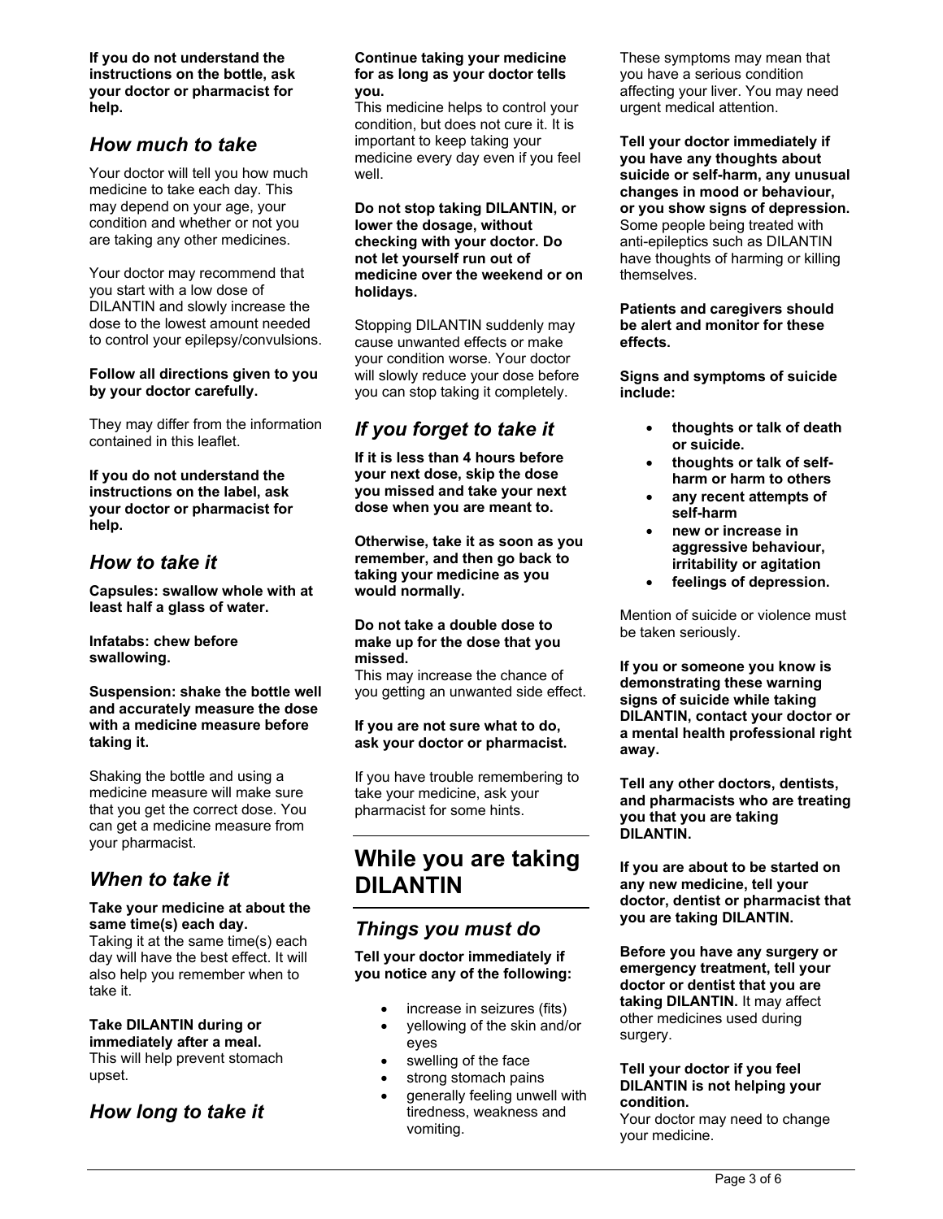**If you do not understand the instructions on the bottle, ask your doctor or pharmacist for help.**

### *How much to take*

Your doctor will tell you how much medicine to take each day. This may depend on your age, your condition and whether or not you are taking any other medicines.

Your doctor may recommend that you start with a low dose of DILANTIN and slowly increase the dose to the lowest amount needed to control your epilepsy/convulsions.

**Follow all directions given to you by your doctor carefully.**

They may differ from the information contained in this leaflet.

**If you do not understand the instructions on the label, ask your doctor or pharmacist for help.**

### *How to take it*

**Capsules: swallow whole with at least half a glass of water.**

**Infatabs: chew before swallowing.**

**Suspension: shake the bottle well and accurately measure the dose with a medicine measure before taking it.**

Shaking the bottle and using a medicine measure will make sure that you get the correct dose. You can get a medicine measure from your pharmacist.

### *When to take it*

**Take your medicine at about the same time(s) each day.**
Taking it at the same time(s) each day will have the best effect. It will also help you remember when to take it.

**Take DILANTIN during or immediately after a meal.**
This will help prevent stomach upset.

### *How long to take it*

**Continue taking your medicine for as long as your doctor tells you.**
This medicine helps to control your condition, but does not cure it. It is important to keep taking your medicine every day even if you feel well.

**Do not stop taking DILANTIN, or lower the dosage, without checking with your doctor. Do not let yourself run out of medicine over the weekend or on holidays.**

Stopping DILANTIN suddenly may cause unwanted effects or make your condition worse. Your doctor will slowly reduce your dose before you can stop taking it completely.

### *If you forget to take it*

**If it is less than 4 hours before your next dose, skip the dose you missed and take your next dose when you are meant to.**

**Otherwise, take it as soon as you remember, and then go back to taking your medicine as you would normally.**

**Do not take a double dose to make up for the dose that you missed.**
This may increase the chance of you getting an unwanted side effect.

**If you are not sure what to do, ask your doctor or pharmacist.**

If you have trouble remembering to take your medicine, ask your pharmacist for some hints.

## While you are taking DILANTIN

### *Things you must do*

**Tell your doctor immediately if you notice any of the following:**

- increase in seizures (fits)
- yellowing of the skin and/or eyes
- swelling of the face
- strong stomach pains
- generally feeling unwell with tiredness, weakness and vomiting.

These symptoms may mean that you have a serious condition affecting your liver. You may need urgent medical attention.

**Tell your doctor immediately if you have any thoughts about suicide or self-harm, any unusual changes in mood or behaviour, or you show signs of depression.** Some people being treated with anti-epileptics such as DILANTIN have thoughts of harming or killing themselves.

**Patients and caregivers should be alert and monitor for these effects.**

**Signs and symptoms of suicide include:**

- **thoughts or talk of death or suicide.**
- **thoughts or talk of self-harm or harm to others**
- **any recent attempts of self-harm**
- **new or increase in aggressive behaviour, irritability or agitation**
- **feelings of depression.**

Mention of suicide or violence must be taken seriously.

**If you or someone you know is demonstrating these warning signs of suicide while taking DILANTIN, contact your doctor or a mental health professional right away.**

**Tell any other doctors, dentists, and pharmacists who are treating you that you are taking DILANTIN.**

**If you are about to be started on any new medicine, tell your doctor, dentist or pharmacist that you are taking DILANTIN.**

**Before you have any surgery or emergency treatment, tell your doctor or dentist that you are taking DILANTIN.** It may affect other medicines used during surgery.

**Tell your doctor if you feel DILANTIN is not helping your condition.**
Your doctor may need to change your medicine.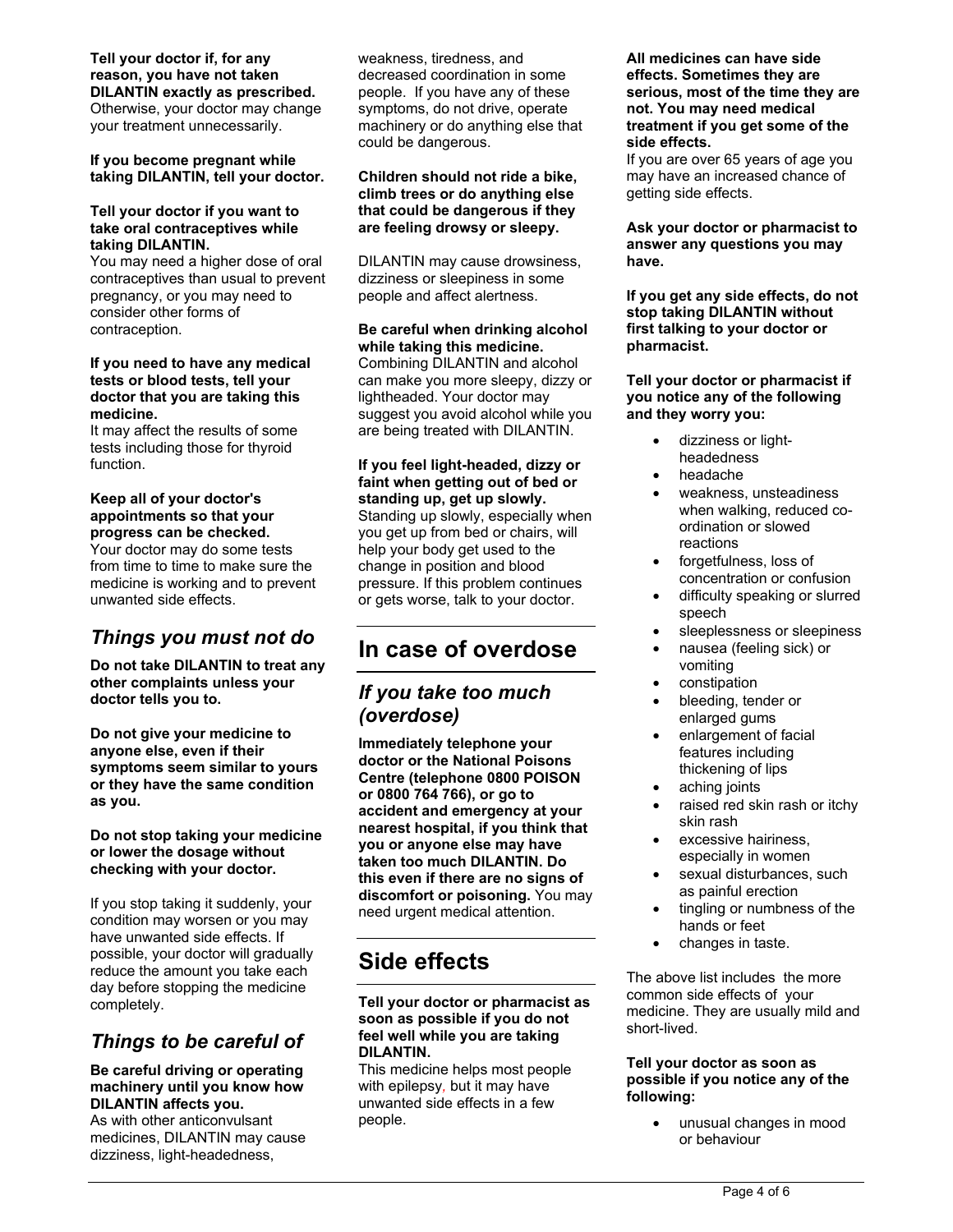**Tell your doctor if, for any reason, you have not taken DILANTIN exactly as prescribed.** Otherwise, your doctor may change your treatment unnecessarily.

**If you become pregnant while taking DILANTIN, tell your doctor.**

**Tell your doctor if you want to take oral contraceptives while taking DILANTIN.**

You may need a higher dose of oral contraceptives than usual to prevent pregnancy, or you may need to consider other forms of contraception.

**If you need to have any medical tests or blood tests, tell your doctor that you are taking this medicine.**

It may affect the results of some tests including those for thyroid function.

**Keep all of your doctor's appointments so that your progress can be checked.**

Your doctor may do some tests from time to time to make sure the medicine is working and to prevent unwanted side effects.

## *Things you must not do*

**Do not take DILANTIN to treat any other complaints unless your doctor tells you to.**

**Do not give your medicine to anyone else, even if their symptoms seem similar to yours or they have the same condition as you.**

**Do not stop taking your medicine or lower the dosage without checking with your doctor.**

If you stop taking it suddenly, your condition may worsen or you may have unwanted side effects. If possible, your doctor will gradually reduce the amount you take each day before stopping the medicine completely.

## *Things to be careful of*

**Be careful driving or operating machinery until you know how DILANTIN affects you.**

As with other anticonvulsant medicines, DILANTIN may cause dizziness, light-headedness, weakness, tiredness, and decreased coordination in some people. If you have any of these symptoms, do not drive, operate machinery or do anything else that could be dangerous.

**Children should not ride a bike, climb trees or do anything else that could be dangerous if they are feeling drowsy or sleepy.**

DILANTIN may cause drowsiness, dizziness or sleepiness in some people and affect alertness.

**Be careful when drinking alcohol while taking this medicine.**

Combining DILANTIN and alcohol can make you more sleepy, dizzy or lightheaded. Your doctor may suggest you avoid alcohol while you are being treated with DILANTIN.

**If you feel light-headed, dizzy or faint when getting out of bed or standing up, get up slowly.**

Standing up slowly, especially when you get up from bed or chairs, will help your body get used to the change in position and blood pressure. If this problem continues or gets worse, talk to your doctor.

# In case of overdose

## *If you take too much (overdose)*

**Immediately telephone your doctor or the National Poisons Centre (telephone 0800 POISON or 0800 764 766), or go to accident and emergency at your nearest hospital, if you think that you or anyone else may have taken too much DILANTIN. Do this even if there are no signs of discomfort or poisoning.** You may need urgent medical attention.

# Side effects

**Tell your doctor or pharmacist as soon as possible if you do not feel well while you are taking DILANTIN.**

This medicine helps most people with epilepsy, but it may have unwanted side effects in a few people.

**All medicines can have side effects. Sometimes they are serious, most of the time they are not. You may need medical treatment if you get some of the side effects.**

If you are over 65 years of age you may have an increased chance of getting side effects.

**Ask your doctor or pharmacist to answer any questions you may have.**

**If you get any side effects, do not stop taking DILANTIN without first talking to your doctor or pharmacist.**

**Tell your doctor or pharmacist if you notice any of the following and they worry you:**

- dizziness or light-headedness
- headache
- weakness, unsteadiness when walking, reduced co-ordination or slowed reactions
- forgetfulness, loss of concentration or confusion
- difficulty speaking or slurred speech
- sleeplessness or sleepiness
- nausea (feeling sick) or vomiting
- constipation
- bleeding, tender or enlarged gums
- enlargement of facial features including thickening of lips
- aching joints
- raised red skin rash or itchy skin rash
- excessive hairiness, especially in women
- sexual disturbances, such as painful erection
- tingling or numbness of the hands or feet
- changes in taste.

The above list includes the more common side effects of your medicine. They are usually mild and short-lived.

**Tell your doctor as soon as possible if you notice any of the following:**

- unusual changes in mood or behaviour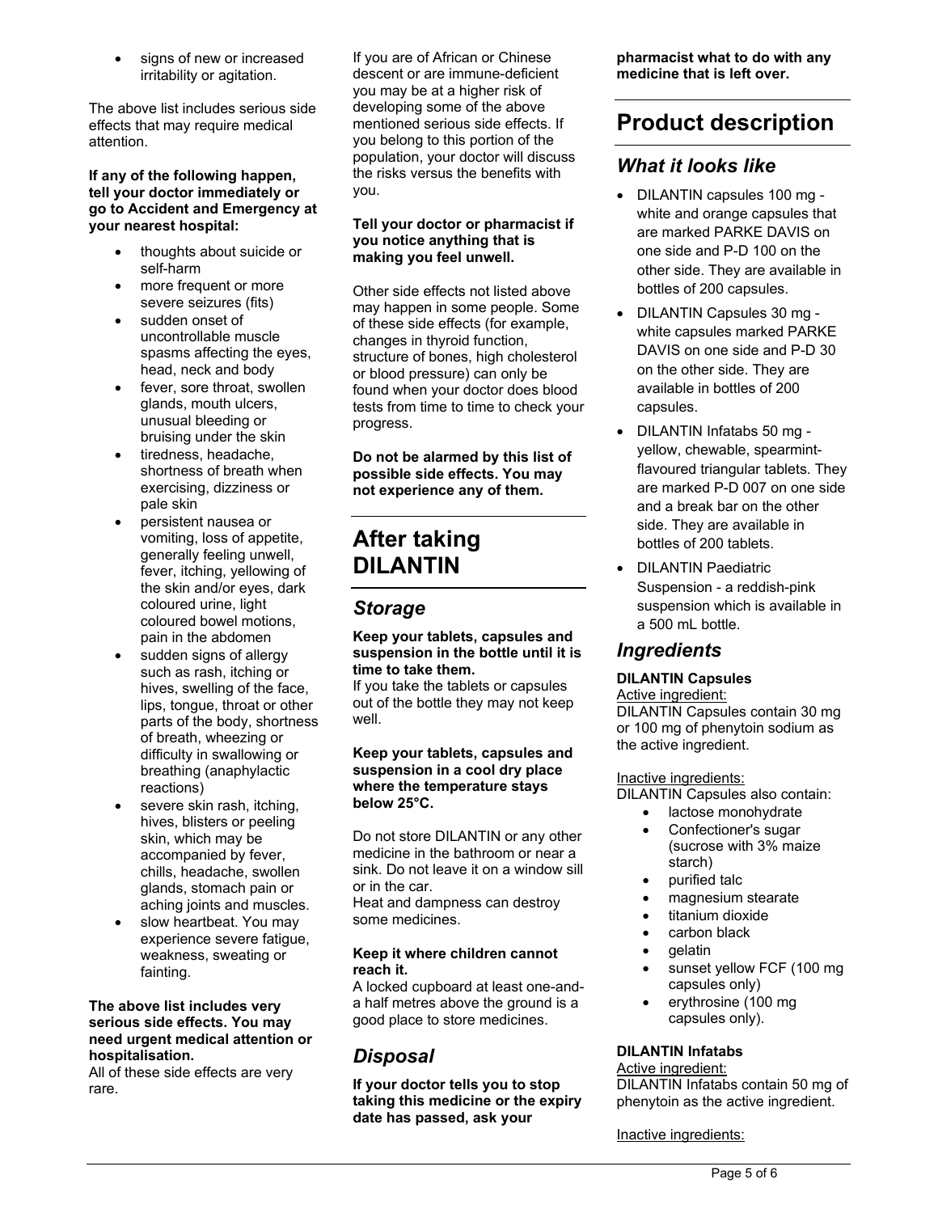- signs of new or increased irritability or agitation.

The above list includes serious side effects that may require medical attention.

**If any of the following happen, tell your doctor immediately or go to Accident and Emergency at your nearest hospital:**

- thoughts about suicide or self-harm
- more frequent or more severe seizures (fits)
- sudden onset of uncontrollable muscle spasms affecting the eyes, head, neck and body
- fever, sore throat, swollen glands, mouth ulcers, unusual bleeding or bruising under the skin
- tiredness, headache, shortness of breath when exercising, dizziness or pale skin
- persistent nausea or vomiting, loss of appetite, generally feeling unwell, fever, itching, yellowing of the skin and/or eyes, dark coloured urine, light coloured bowel motions, pain in the abdomen
- sudden signs of allergy such as rash, itching or hives, swelling of the face, lips, tongue, throat or other parts of the body, shortness of breath, wheezing or difficulty in swallowing or breathing (anaphylactic reactions)
- severe skin rash, itching, hives, blisters or peeling skin, which may be accompanied by fever, chills, headache, swollen glands, stomach pain or aching joints and muscles.
- slow heartbeat. You may experience severe fatigue, weakness, sweating or fainting.

**The above list includes very serious side effects. You may need urgent medical attention or hospitalisation.**
All of these side effects are very rare.

If you are of African or Chinese descent or are immune-deficient you may be at a higher risk of developing some of the above mentioned serious side effects. If you belong to this portion of the population, your doctor will discuss the risks versus the benefits with you.

**Tell your doctor or pharmacist if you notice anything that is making you feel unwell.**

Other side effects not listed above may happen in some people. Some of these side effects (for example, changes in thyroid function, structure of bones, high cholesterol or blood pressure) can only be found when your doctor does blood tests from time to time to check your progress.

**Do not be alarmed by this list of possible side effects. You may not experience any of them.**

# After taking DILANTIN

## *Storage*

**Keep your tablets, capsules and suspension in the bottle until it is time to take them.**
If you take the tablets or capsules out of the bottle they may not keep well.

**Keep your tablets, capsules and suspension in a cool dry place where the temperature stays below 25°C.**

Do not store DILANTIN or any other medicine in the bathroom or near a sink. Do not leave it on a window sill or in the car.
Heat and dampness can destroy some medicines.

**Keep it where children cannot reach it.**
A locked cupboard at least one-and-a half metres above the ground is a good place to store medicines.

## *Disposal*

**If your doctor tells you to stop taking this medicine or the expiry date has passed, ask your pharmacist what to do with any medicine that is left over.**

# Product description

## *What it looks like*

- DILANTIN capsules 100 mg - white and orange capsules that are marked PARKE DAVIS on one side and P-D 100 on the other side. They are available in bottles of 200 capsules.
- DILANTIN Capsules 30 mg - white capsules marked PARKE DAVIS on one side and P-D 30 on the other side. They are available in bottles of 200 capsules.
- DILANTIN Infatabs 50 mg - yellow, chewable, spearmint-flavoured triangular tablets. They are marked P-D 007 on one side and a break bar on the other side. They are available in bottles of 200 tablets.
- DILANTIN Paediatric Suspension - a reddish-pink suspension which is available in a 500 mL bottle.

## *Ingredients*

**DILANTIN Capsules**

Active ingredient:
DILANTIN Capsules contain 30 mg or 100 mg of phenytoin sodium as the active ingredient.

Inactive ingredients:
DILANTIN Capsules also contain:

- lactose monohydrate
- Confectioner's sugar (sucrose with 3% maize starch)
- purified talc
- magnesium stearate
- titanium dioxide
- carbon black
- gelatin
- sunset yellow FCF (100 mg capsules only)
- erythrosine (100 mg capsules only).

**DILANTIN Infatabs**

Active ingredient:
DILANTIN Infatabs contain 50 mg of phenytoin as the active ingredient.

Inactive ingredients: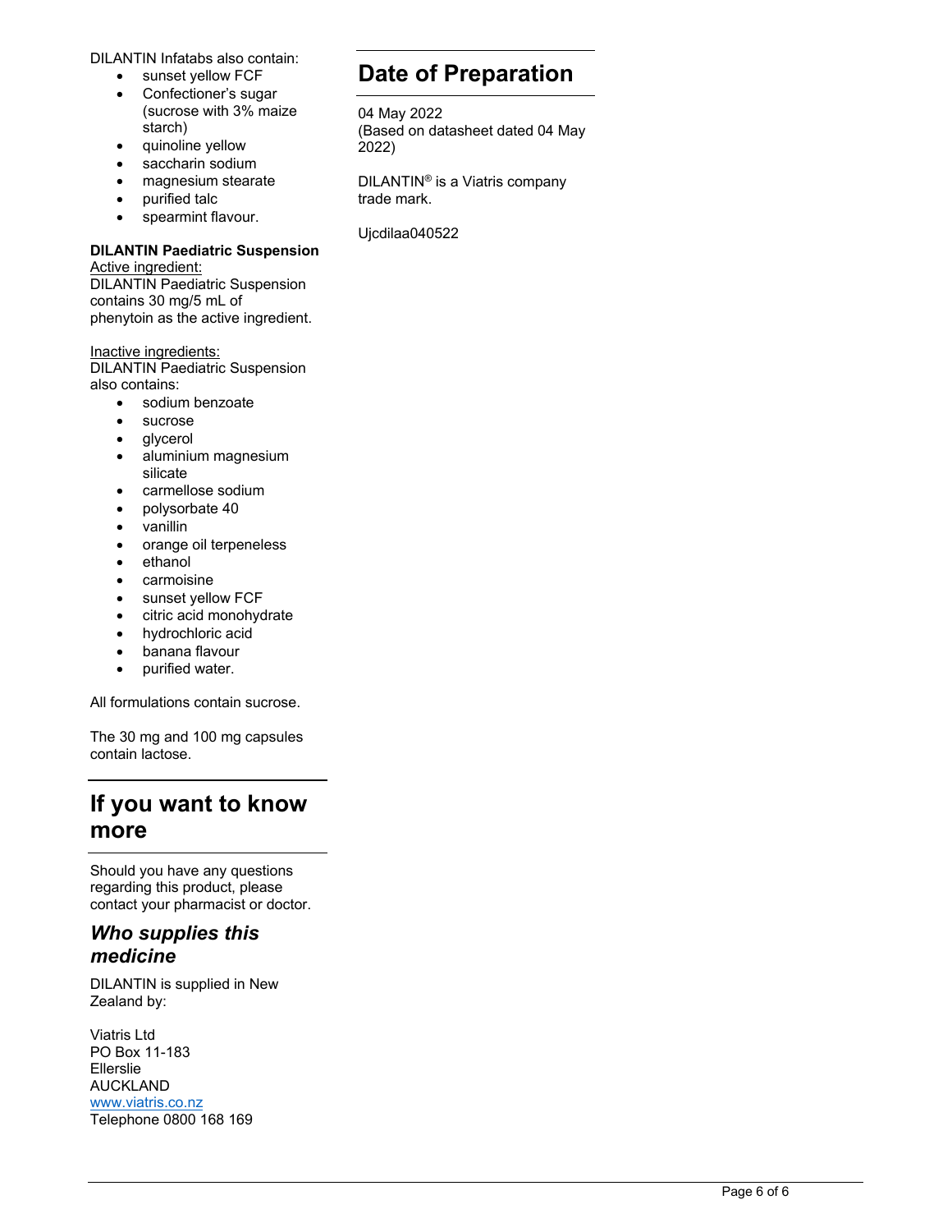DILANTIN Infatabs also contain:

- sunset yellow FCF
- Confectioner's sugar (sucrose with 3% maize starch)
- quinoline yellow
- saccharin sodium
- magnesium stearate
- purified talc
- spearmint flavour.

**DILANTIN Paediatric Suspension**

Active ingredient:

DILANTIN Paediatric Suspension contains 30 mg/5 mL of phenytoin as the active ingredient.

Inactive ingredients:

DILANTIN Paediatric Suspension also contains:

- sodium benzoate
- sucrose
- glycerol
- aluminium magnesium silicate
- carmellose sodium
- polysorbate 40
- vanillin
- orange oil terpeneless
- ethanol
- carmoisine
- sunset yellow FCF
- citric acid monohydrate
- hydrochloric acid
- banana flavour
- purified water.

All formulations contain sucrose.

The 30 mg and 100 mg capsules contain lactose.

# If you want to know more

Should you have any questions regarding this product, please contact your pharmacist or doctor.

## *Who supplies this medicine*

DILANTIN is supplied in New Zealand by:

Viatris Ltd
PO Box 11-183
Ellerslie
AUCKLAND
www.viatris.co.nz
Telephone 0800 168 169

# Date of Preparation

04 May 2022
(Based on datasheet dated 04 May 2022)

DILANTIN® is a Viatris company trade mark.

Ujcdilaa040522